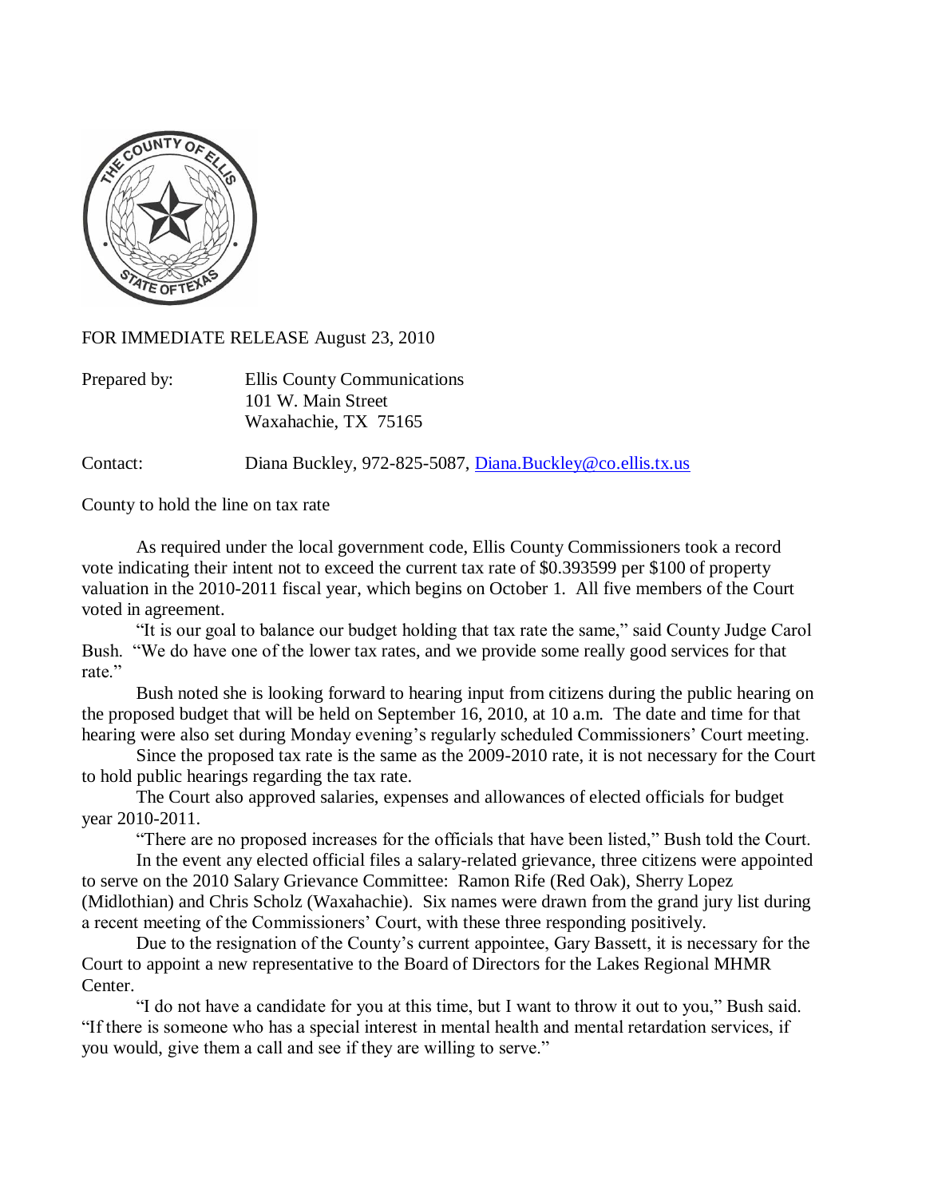FOR IMMEDIATE RELEASE August 23, 2010

Prepared by: Ellis County Communications
101 W. Main Street
Waxahachie, TX 75165

Contact: Diana Buckley, 972-825-5087, Diana.Buckley@co.ellis.tx.us

County to hold the line on tax rate

As required under the local government code, Ellis County Commissioners took a record vote indicating their intent not to exceed the current tax rate of $0.393599 per $100 of property valuation in the 2010-2011 fiscal year, which begins on October 1. All five members of the Court voted in agreement.

"It is our goal to balance our budget holding that tax rate the same," said County Judge Carol Bush. "We do have one of the lower tax rates, and we provide some really good services for that rate."

Bush noted she is looking forward to hearing input from citizens during the public hearing on the proposed budget that will be held on September 16, 2010, at 10 a.m. The date and time for that hearing were also set during Monday evening's regularly scheduled Commissioners' Court meeting.

Since the proposed tax rate is the same as the 2009-2010 rate, it is not necessary for the Court to hold public hearings regarding the tax rate.

The Court also approved salaries, expenses and allowances of elected officials for budget year 2010-2011.

"There are no proposed increases for the officials that have been listed," Bush told the Court.

In the event any elected official files a salary-related grievance, three citizens were appointed to serve on the 2010 Salary Grievance Committee: Ramon Rife (Red Oak), Sherry Lopez (Midlothian) and Chris Scholz (Waxahachie). Six names were drawn from the grand jury list during a recent meeting of the Commissioners' Court, with these three responding positively.

Due to the resignation of the County's current appointee, Gary Bassett, it is necessary for the Court to appoint a new representative to the Board of Directors for the Lakes Regional MHMR Center.

"I do not have a candidate for you at this time, but I want to throw it out to you," Bush said. "If there is someone who has a special interest in mental health and mental retardation services, if you would, give them a call and see if they are willing to serve."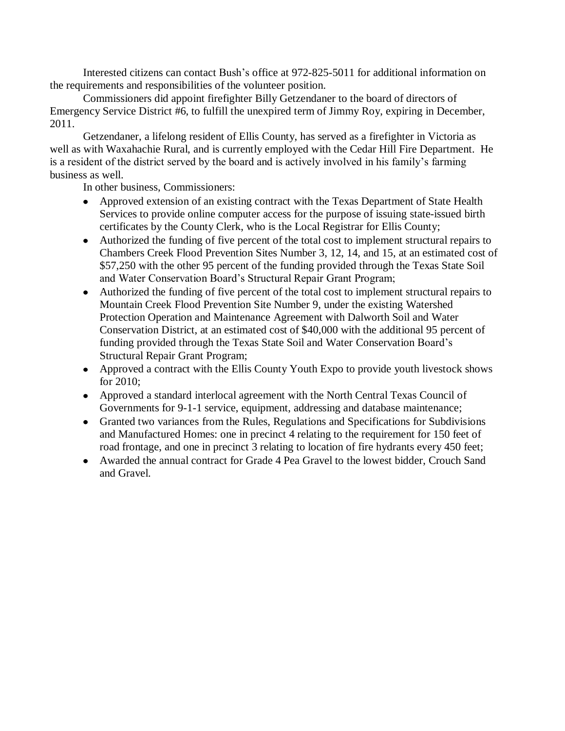Interested citizens can contact Bush's office at 972-825-5011 for additional information on the requirements and responsibilities of the volunteer position.

Commissioners did appoint firefighter Billy Getzendaner to the board of directors of Emergency Service District #6, to fulfill the unexpired term of Jimmy Roy, expiring in December, 2011.

Getzendaner, a lifelong resident of Ellis County, has served as a firefighter in Victoria as well as with Waxahachie Rural, and is currently employed with the Cedar Hill Fire Department. He is a resident of the district served by the board and is actively involved in his family's farming business as well.

In other business, Commissioners:

- Approved extension of an existing contract with the Texas Department of State Health Services to provide online computer access for the purpose of issuing state-issued birth certificates by the County Clerk, who is the Local Registrar for Ellis County;
- Authorized the funding of five percent of the total cost to implement structural repairs to Chambers Creek Flood Prevention Sites Number 3, 12, 14, and 15, at an estimated cost of $57,250 with the other 95 percent of the funding provided through the Texas State Soil and Water Conservation Board's Structural Repair Grant Program;
- Authorized the funding of five percent of the total cost to implement structural repairs to Mountain Creek Flood Prevention Site Number 9, under the existing Watershed Protection Operation and Maintenance Agreement with Dalworth Soil and Water Conservation District, at an estimated cost of $40,000 with the additional 95 percent of funding provided through the Texas State Soil and Water Conservation Board's Structural Repair Grant Program;
- Approved a contract with the Ellis County Youth Expo to provide youth livestock shows for 2010;
- Approved a standard interlocal agreement with the North Central Texas Council of Governments for 9-1-1 service, equipment, addressing and database maintenance;
- Granted two variances from the Rules, Regulations and Specifications for Subdivisions and Manufactured Homes: one in precinct 4 relating to the requirement for 150 feet of road frontage, and one in precinct 3 relating to location of fire hydrants every 450 feet;
- Awarded the annual contract for Grade 4 Pea Gravel to the lowest bidder, Crouch Sand and Gravel.